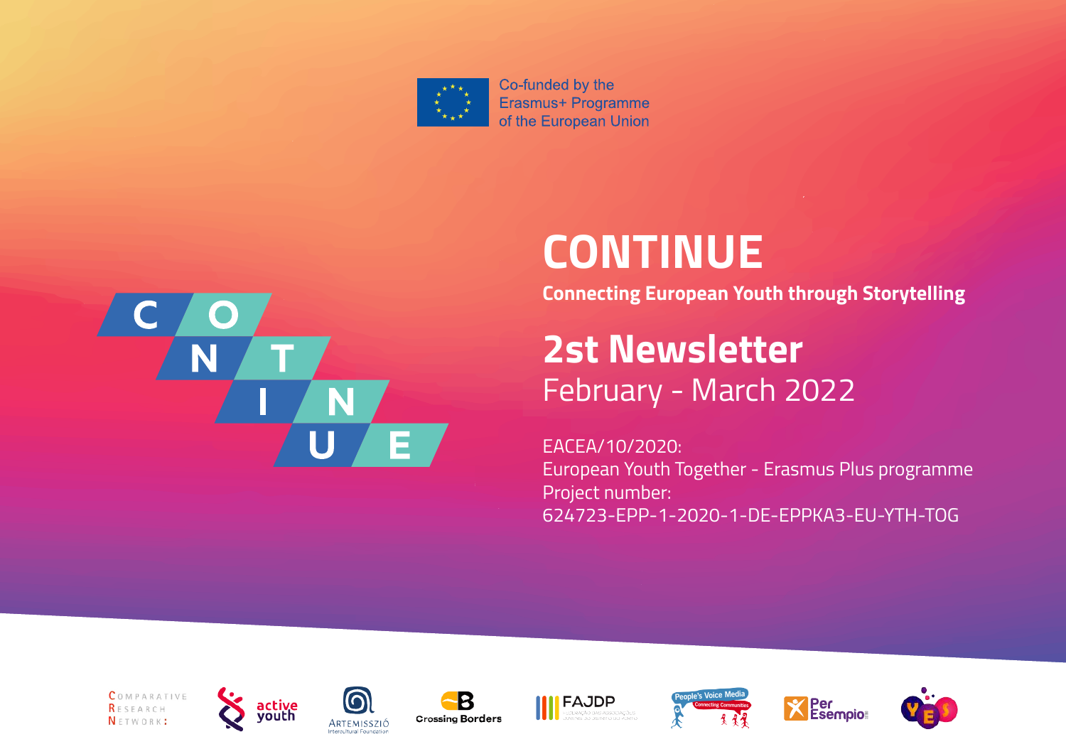Co-funded by the Erasmus+ Programme of the European Union

# CONTINUE

**Connecting European Youth through Storytelling**

## 2st Newsletter

February - March 2022

EACEA/10/2020:
European Youth Together - Erasmus Plus programme
Project number:
624723-EPP-1-2020-1-DE-EPPKA3-EU-YTH-TOG

Comparative Research Network · active youth · Artemisszió Intercultural Foundation · Crossing Borders · FAJDP · People's Voice Media · Per Esempio · YES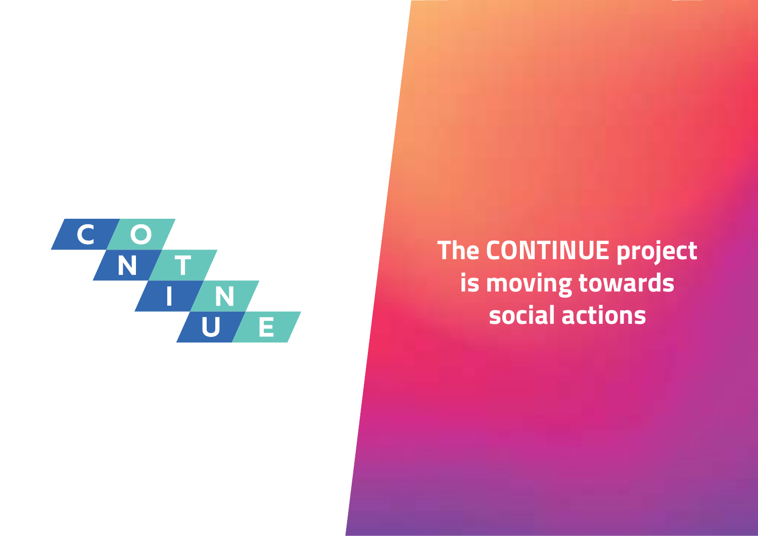C O
N T
I N
U E

# The CONTINUE project is moving towards social actions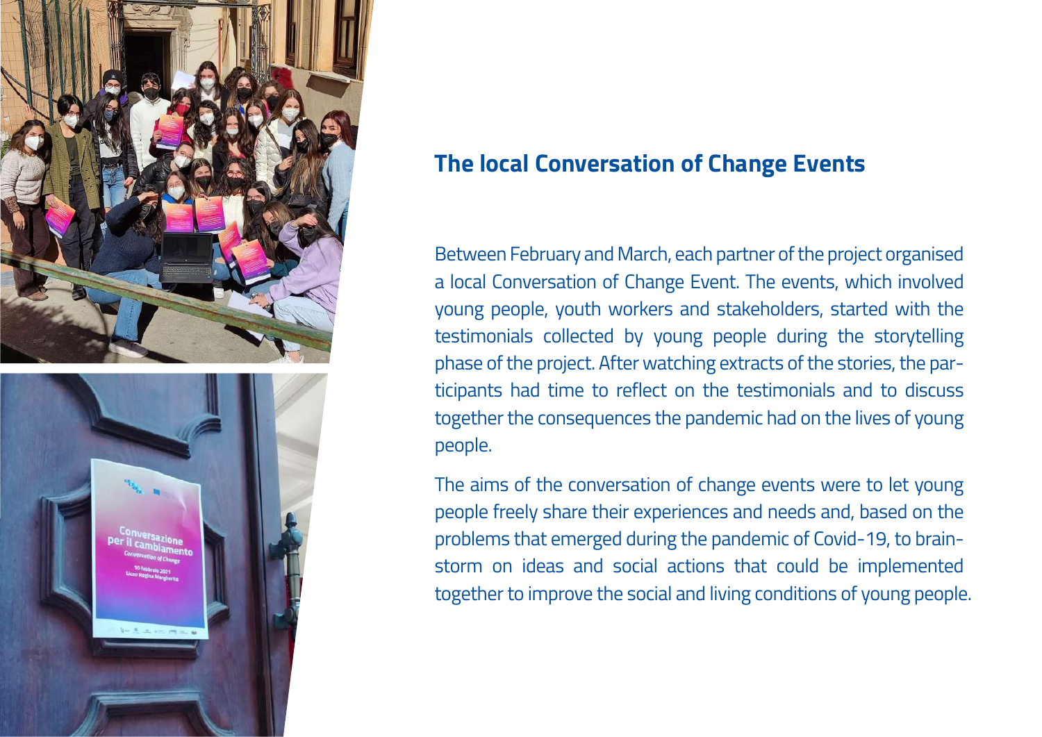## The local Conversation of Change Events

Between February and March, each partner of the project organised a local Conversation of Change Event. The events, which involved young people, youth workers and stakeholders, started with the testimonials collected by young people during the storytelling phase of the project. After watching extracts of the stories, the participants had time to reflect on the testimonials and to discuss together the consequences the pandemic had on the lives of young people.

The aims of the conversation of change events were to let young people freely share their experiences and needs and, based on the problems that emerged during the pandemic of Covid-19, to brainstorm on ideas and social actions that could be implemented together to improve the social and living conditions of young people.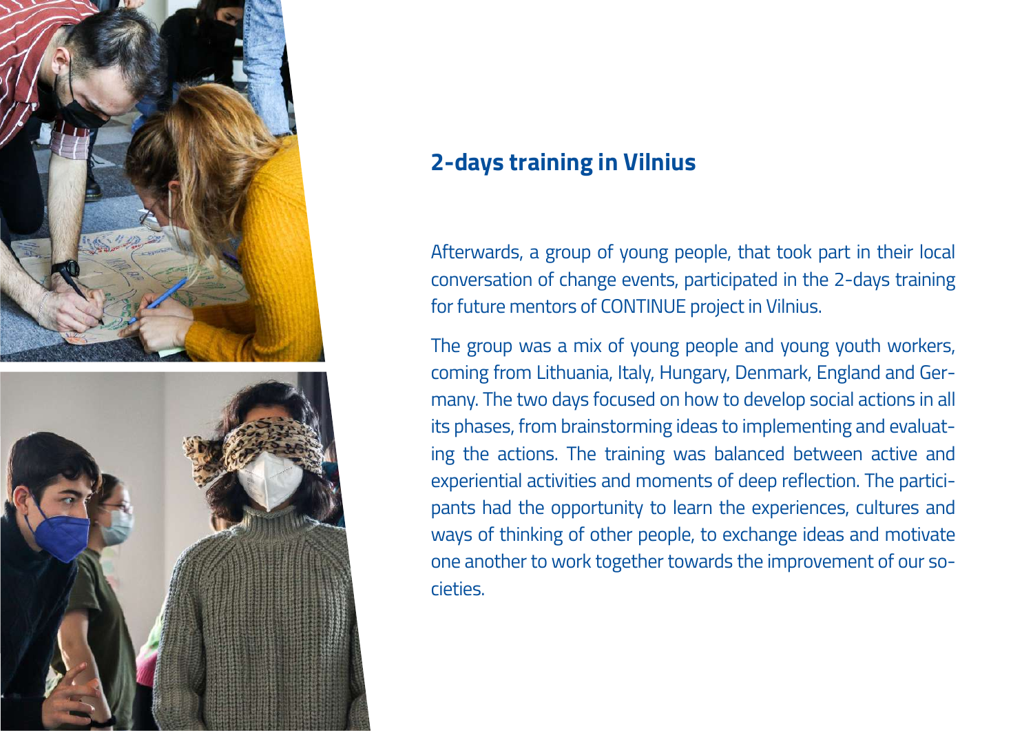## 2-days training in Vilnius

Afterwards, a group of young people, that took part in their local conversation of change events, participated in the 2-days training for future mentors of CONTINUE project in Vilnius.

The group was a mix of young people and young youth workers, coming from Lithuania, Italy, Hungary, Denmark, England and Germany. The two days focused on how to develop social actions in all its phases, from brainstorming ideas to implementing and evaluating the actions. The training was balanced between active and experiential activities and moments of deep reflection. The participants had the opportunity to learn the experiences, cultures and ways of thinking of other people, to exchange ideas and motivate one another to work together towards the improvement of our societies.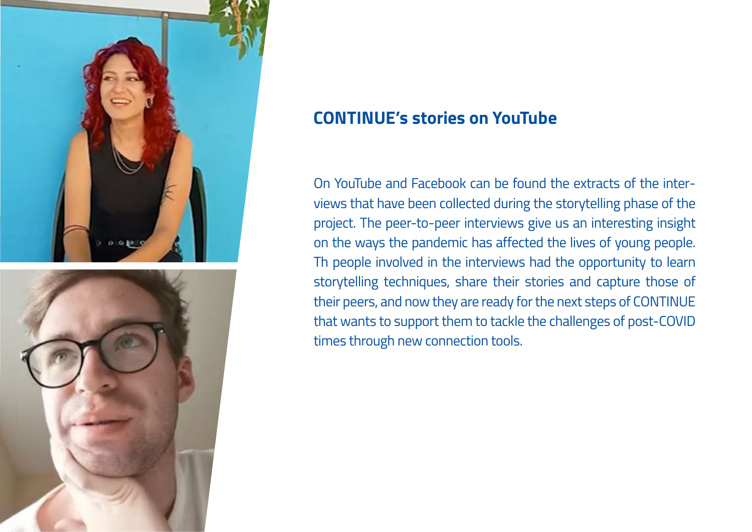## CONTINUE's stories on YouTube

On YouTube and Facebook can be found the extracts of the interviews that have been collected during the storytelling phase of the project. The peer-to-peer interviews give us an interesting insight on the ways the pandemic has affected the lives of young people. Th people involved in the interviews had the opportunity to learn storytelling techniques, share their stories and capture those of their peers, and now they are ready for the next steps of CONTINUE that wants to support them to tackle the challenges of post-COVID times through new connection tools.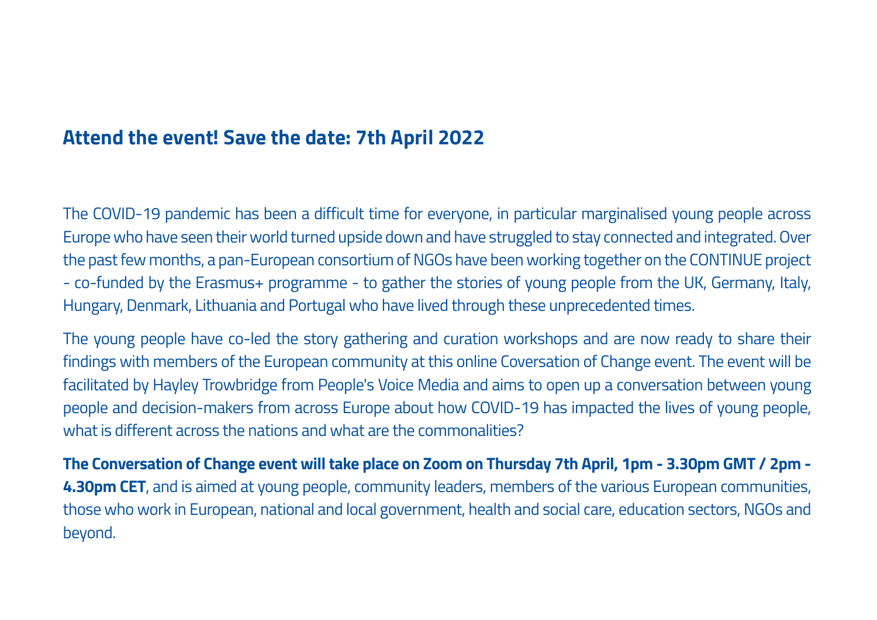## Attend the event! Save the date: 7th April 2022

The COVID-19 pandemic has been a difficult time for everyone, in particular marginalised young people across Europe who have seen their world turned upside down and have struggled to stay connected and integrated. Over the past few months, a pan-European consortium of NGOs have been working together on the CONTINUE project - co-funded by the Erasmus+ programme - to gather the stories of young people from the UK, Germany, Italy, Hungary, Denmark, Lithuania and Portugal who have lived through these unprecedented times.

The young people have co-led the story gathering and curation workshops and are now ready to share their findings with members of the European community at this online Coversation of Change event. The event will be facilitated by Hayley Trowbridge from People's Voice Media and aims to open up a conversation between young people and decision-makers from across Europe about how COVID-19 has impacted the lives of young people, what is different across the nations and what are the commonalities?

**The Conversation of Change event will take place on Zoom on Thursday 7th April, 1pm - 3.30pm GMT / 2pm - 4.30pm CET**, and is aimed at young people, community leaders, members of the various European communities, those who work in European, national and local government, health and social care, education sectors, NGOs and beyond.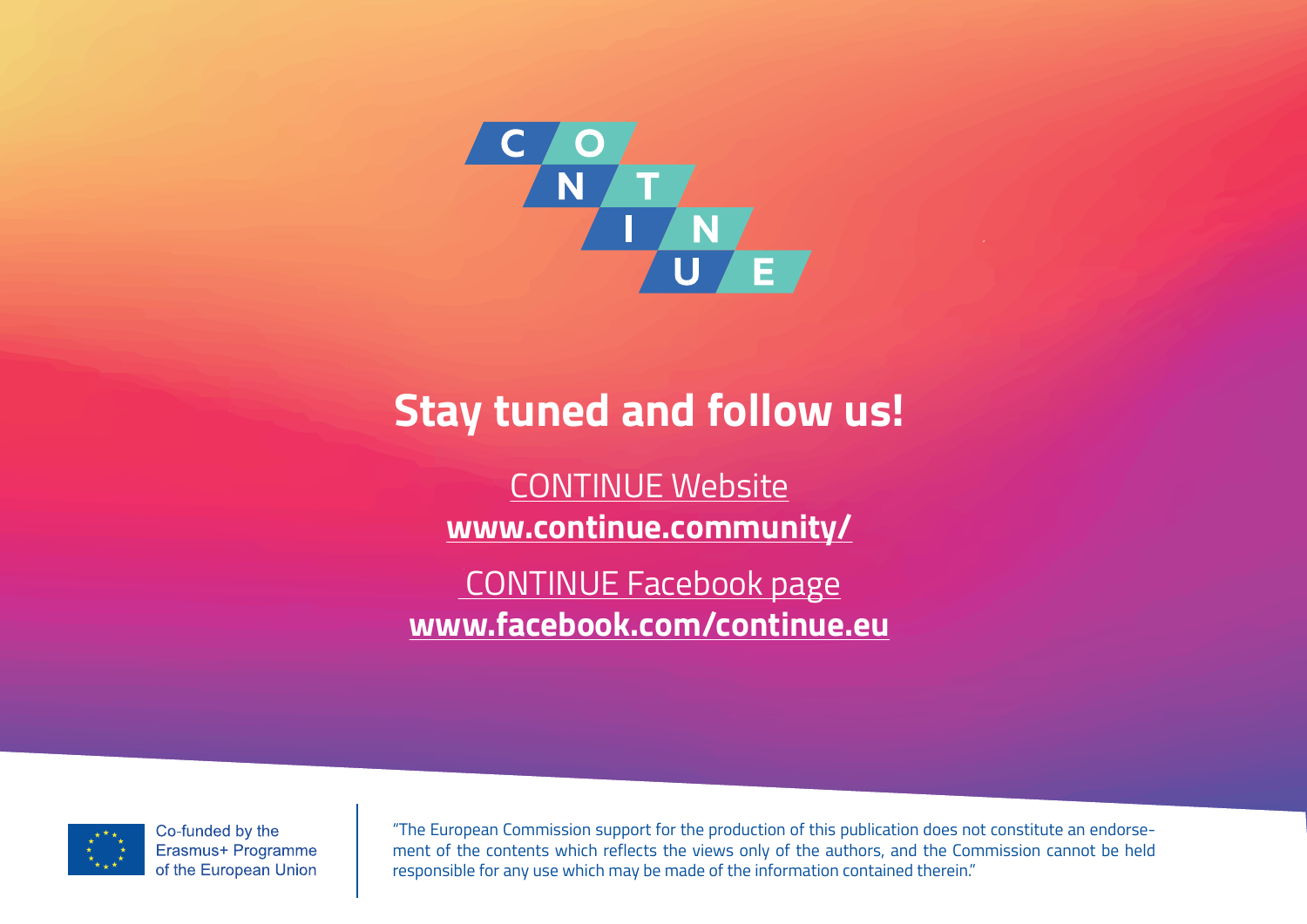CONTINUE

## Stay tuned and follow us!

CONTINUE Website
**www.continue.community/**

CONTINUE Facebook page
**www.facebook.com/continue.eu**

Co-funded by the
Erasmus+ Programme
of the European Union

"The European Commission support for the production of this publication does not constitute an endorsement of the contents which reflects the views only of the authors, and the Commission cannot be held responsible for any use which may be made of the information contained therein."